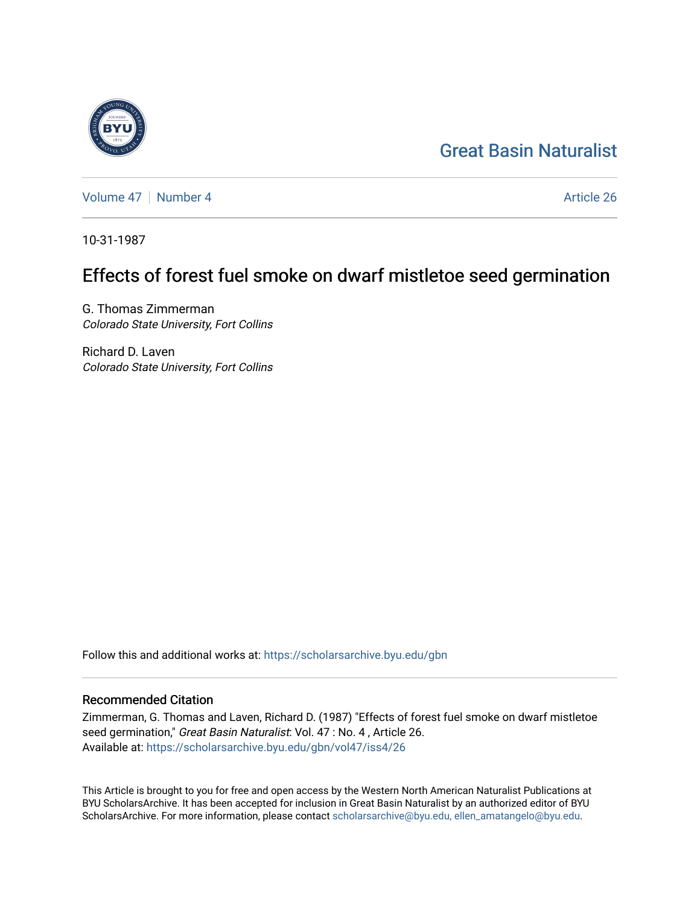Great Basin Naturalist

Volume 47 | Number 4 | Article 26

10-31-1987

# Effects of forest fuel smoke on dwarf mistletoe seed germination

G. Thomas Zimmerman
*Colorado State University, Fort Collins*

Richard D. Laven
*Colorado State University, Fort Collins*

Follow this and additional works at: https://scholarsarchive.byu.edu/gbn

## Recommended Citation

Zimmerman, G. Thomas and Laven, Richard D. (1987) "Effects of forest fuel smoke on dwarf mistletoe seed germination," *Great Basin Naturalist*: Vol. 47 : No. 4 , Article 26.
Available at: https://scholarsarchive.byu.edu/gbn/vol47/iss4/26

This Article is brought to you for free and open access by the Western North American Naturalist Publications at BYU ScholarsArchive. It has been accepted for inclusion in Great Basin Naturalist by an authorized editor of BYU ScholarsArchive. For more information, please contact scholarsarchive@byu.edu, ellen_amatangelo@byu.edu.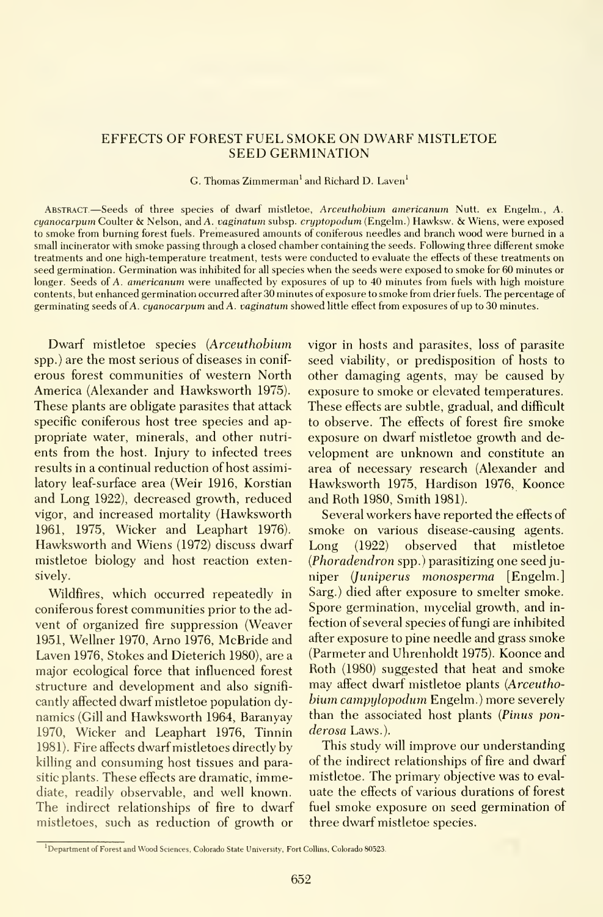# EFFECTS OF FOREST FUEL SMOKE ON DWARF MISTLETOE SEED GERMINATION

G. Thomas Zimmerman[1] and Richard D. Laven[1]

ABSTRACT.—Seeds of three species of dwarf mistletoe, *Arceuthobium americanum* Nutt. ex Engelm., *A. cyanocarpum* Coulter & Nelson, and *A. vaginatum* subsp. *cryptopodum* (Engelm.) Hawksw. & Wiens, were exposed to smoke from burning forest fuels. Premeasured amounts of coniferous needles and branch wood were burned in a small incinerator with smoke passing through a closed chamber containing the seeds. Following three different smoke treatments and one high-temperature treatment, tests were conducted to evaluate the effects of these treatments on seed germination. Germination was inhibited for all species when the seeds were exposed to smoke for 60 minutes or longer. Seeds of *A. americanum* were unaffected by exposures of up to 40 minutes from fuels with high moisture contents, but enhanced germination occurred after 30 minutes of exposure to smoke from drier fuels. The percentage of germinating seeds of *A. cyanocarpum* and *A. vaginatum* showed little effect from exposures of up to 30 minutes.

Dwarf mistletoe species (*Arceuthobium* spp.) are the most serious of diseases in coniferous forest communities of western North America (Alexander and Hawksworth 1975). These plants are obligate parasites that attack specific coniferous host tree species and appropriate water, minerals, and other nutrients from the host. Injury to infected trees results in a continual reduction of host assimilatory leaf-surface area (Weir 1916, Korstian and Long 1922), decreased growth, reduced vigor, and increased mortality (Hawksworth 1961, 1975, Wicker and Leaphart 1976). Hawksworth and Wiens (1972) discuss dwarf mistletoe biology and host reaction extensively.

Wildfires, which occurred repeatedly in coniferous forest communities prior to the advent of organized fire suppression (Weaver 1951, Wellner 1970, Arno 1976, McBride and Laven 1976, Stokes and Dieterich 1980), are a major ecological force that influenced forest structure and development and also significantly affected dwarf mistletoe population dynamics (Gill and Hawksworth 1964, Baranyay 1970, Wicker and Leaphart 1976, Tinnin 1981). Fire affects dwarf mistletoes directly by killing and consuming host tissues and parasitic plants. These effects are dramatic, immediate, readily observable, and well known. The indirect relationships of fire to dwarf mistletoes, such as reduction of growth or vigor in hosts and parasites, loss of parasite seed viability, or predisposition of hosts to other damaging agents, may be caused by exposure to smoke or elevated temperatures. These effects are subtle, gradual, and difficult to observe. The effects of forest fire smoke exposure on dwarf mistletoe growth and development are unknown and constitute an area of necessary research (Alexander and Hawksworth 1975, Hardison 1976, Koonce and Roth 1980, Smith 1981).

Several workers have reported the effects of smoke on various disease-causing agents. Long (1922) observed that mistletoe (*Phoradendron* spp.) parasitizing one seed juniper (*Juniperus monosperma* [Engelm.] Sarg.) died after exposure to smelter smoke. Spore germination, mycelial growth, and infection of several species of fungi are inhibited after exposure to pine needle and grass smoke (Parmeter and Uhrenholdt 1975). Koonce and Roth (1980) suggested that heat and smoke may affect dwarf mistletoe plants (*Arceuthobium campylopodum* Engelm.) more severely than the associated host plants (*Pinus ponderosa* Laws.).

This study will improve our understanding of the indirect relationships of fire and dwarf mistletoe. The primary objective was to evaluate the effects of various durations of forest fuel smoke exposure on seed germination of three dwarf mistletoe species.

[1] Department of Forest and Wood Sciences, Colorado State University, Fort Collins, Colorado 80523.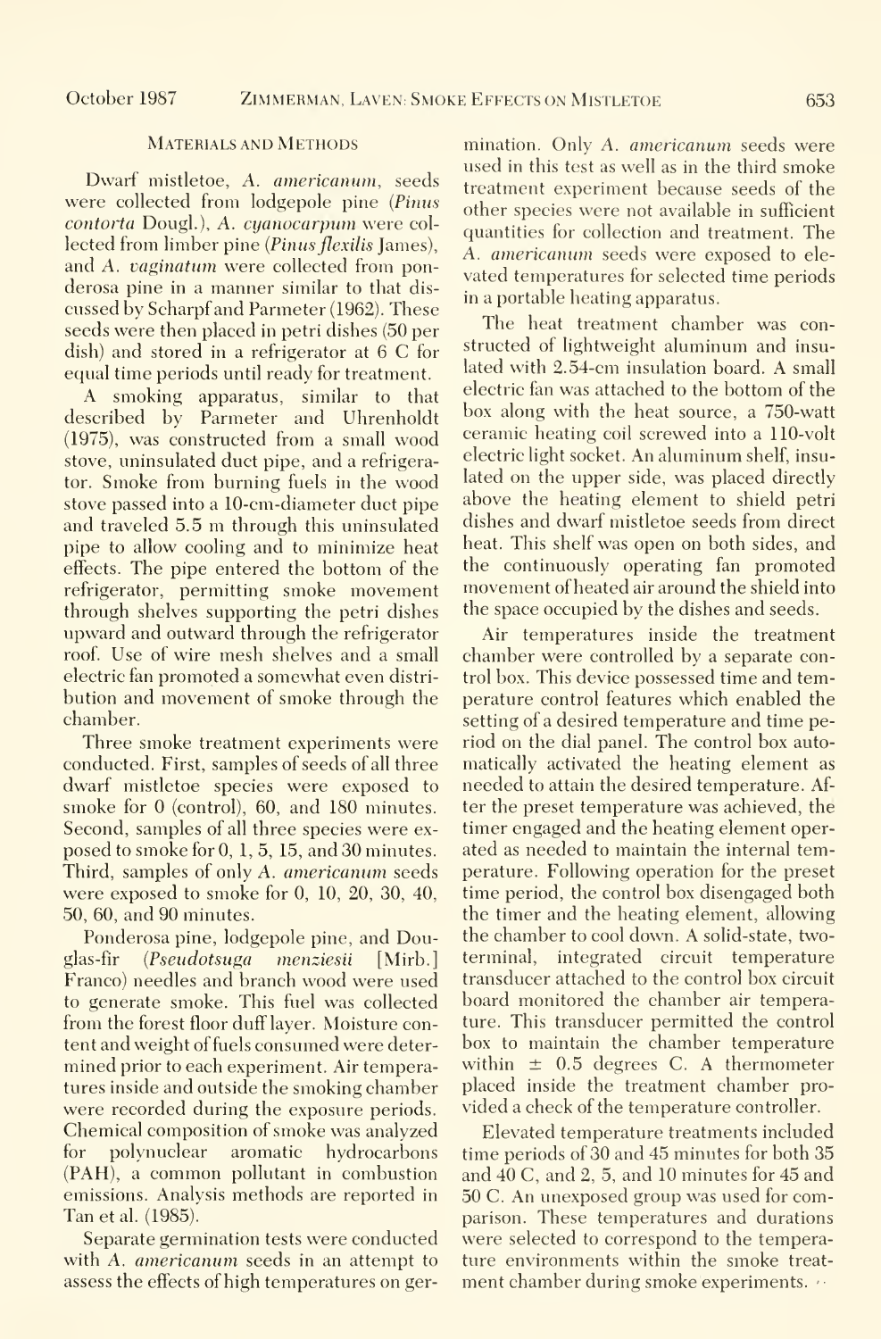## Materials and Methods

Dwarf mistletoe, *A. americanum*, seeds were collected from lodgepole pine (*Pinus contorta* Dougl.), *A. cyanocarpum* were collected from limber pine (*Pinus flexilis* James), and *A. vaginatum* were collected from ponderosa pine in a manner similar to that discussed by Scharpf and Parmeter (1962). These seeds were then placed in petri dishes (50 per dish) and stored in a refrigerator at 6 C for equal time periods until ready for treatment.

A smoking apparatus, similar to that described by Parmeter and Uhrenholdt (1975), was constructed from a small wood stove, uninsulated duct pipe, and a refrigerator. Smoke from burning fuels in the wood stove passed into a 10-cm-diameter duct pipe and traveled 5.5 m through this uninsulated pipe to allow cooling and to minimize heat effects. The pipe entered the bottom of the refrigerator, permitting smoke movement through shelves supporting the petri dishes upward and outward through the refrigerator roof. Use of wire mesh shelves and a small electric fan promoted a somewhat even distribution and movement of smoke through the chamber.

Three smoke treatment experiments were conducted. First, samples of seeds of all three dwarf mistletoe species were exposed to smoke for 0 (control), 60, and 180 minutes. Second, samples of all three species were exposed to smoke for 0, 1, 5, 15, and 30 minutes. Third, samples of only *A. americanum* seeds were exposed to smoke for 0, 10, 20, 30, 40, 50, 60, and 90 minutes.

Ponderosa pine, lodgepole pine, and Douglas-fir (*Pseudotsuga menziesii* [Mirb.] Franco) needles and branch wood were used to generate smoke. This fuel was collected from the forest floor duff layer. Moisture content and weight of fuels consumed were determined prior to each experiment. Air temperatures inside and outside the smoking chamber were recorded during the exposure periods. Chemical composition of smoke was analyzed for polynuclear aromatic hydrocarbons (PAH), a common pollutant in combustion emissions. Analysis methods are reported in Tan et al. (1985).

Separate germination tests were conducted with *A. americanum* seeds in an attempt to assess the effects of high temperatures on germination. Only *A. americanum* seeds were used in this test as well as in the third smoke treatment experiment because seeds of the other species were not available in sufficient quantities for collection and treatment. The *A. americanum* seeds were exposed to elevated temperatures for selected time periods in a portable heating apparatus.

The heat treatment chamber was constructed of lightweight aluminum and insulated with 2.54-cm insulation board. A small electric fan was attached to the bottom of the box along with the heat source, a 750-watt ceramic heating coil screwed into a 110-volt electric light socket. An aluminum shelf, insulated on the upper side, was placed directly above the heating element to shield petri dishes and dwarf mistletoe seeds from direct heat. This shelf was open on both sides, and the continuously operating fan promoted movement of heated air around the shield into the space occupied by the dishes and seeds.

Air temperatures inside the treatment chamber were controlled by a separate control box. This device possessed time and temperature control features which enabled the setting of a desired temperature and time period on the dial panel. The control box automatically activated the heating element as needed to attain the desired temperature. After the preset temperature was achieved, the timer engaged and the heating element operated as needed to maintain the internal temperature. Following operation for the preset time period, the control box disengaged both the timer and the heating element, allowing the chamber to cool down. A solid-state, two-terminal, integrated circuit temperature transducer attached to the control box circuit board monitored the chamber air temperature. This transducer permitted the control box to maintain the chamber temperature within $\pm$ 0.5 degrees C. A thermometer placed inside the treatment chamber provided a check of the temperature controller.

Elevated temperature treatments included time periods of 30 and 45 minutes for both 35 and 40 C, and 2, 5, and 10 minutes for 45 and 50 C. An unexposed group was used for comparison. These temperatures and durations were selected to correspond to the temperature environments within the smoke treatment chamber during smoke experiments.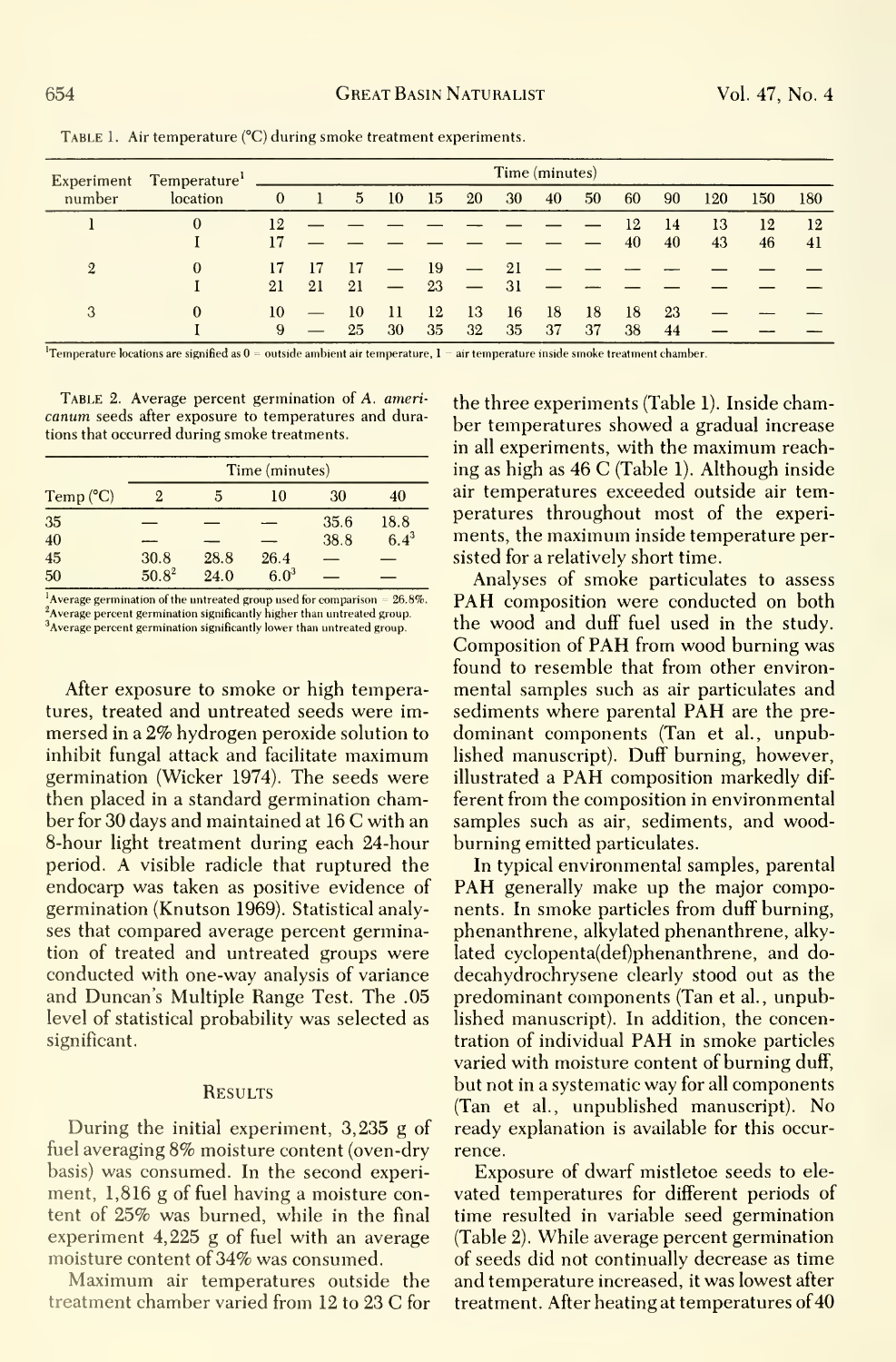TABLE 1. Air temperature (°C) during smoke treatment experiments.

| Experiment number | Temperature[1] location | Time (minutes) | | | | | | | | | | | | | |
|---|---|---|---|---|---|---|---|---|---|---|---|---|---|---|---|
| | | 0 | 1 | 5 | 10 | 15 | 20 | 30 | 40 | 50 | 60 | 90 | 120 | 150 | 180 |
| 1 | 0 | 12 | — | — | — | — | — | — | — | — | 12 | 14 | 13 | 12 | 12 |
| | I | 17 | — | — | — | — | — | — | — | — | 40 | 40 | 43 | 46 | 41 |
| 2 | 0 | 17 | 17 | 17 | — | 19 | — | 21 | — | — | — | — | — | — | — |
| | I | 21 | 21 | 21 | — | 23 | — | 31 | — | — | — | — | — | — | — |
| 3 | 0 | 10 | — | 10 | 11 | 12 | 13 | 16 | 18 | 18 | 18 | 23 | — | — | — |
| | I | 9 | — | 25 | 30 | 35 | 32 | 35 | 37 | 37 | 38 | 44 | — | — | — |

[1]Temperature locations are signified as 0 = outside ambient air temperature, 1 = air temperature inside smoke treatment chamber.

TABLE 2. Average percent germination of *A. americanum* seeds after exposure to temperatures and durations that occurred during smoke treatments.

| Temp (°C) | Time (minutes) | | | | |
|---|---|---|---|---|---|
| | 2 | 5 | 10 | 30 | 40 |
| 35 | — | — | — | 35.6 | 18.8 |
| 40 | — | — | — | 38.8 | 6.4[3] |
| 45 | 30.8 | 28.8 | 26.4 | — | — |
| 50 | 50.8[2] | 24.0 | 6.0[3] | — | — |

[1]Average germination of the untreated group used for comparison = 26.8%.
[2]Average percent germination significantly higher than untreated group.
[3]Average percent germination significantly lower than untreated group.

After exposure to smoke or high temperatures, treated and untreated seeds were immersed in a 2% hydrogen peroxide solution to inhibit fungal attack and facilitate maximum germination (Wicker 1974). The seeds were then placed in a standard germination chamber for 30 days and maintained at 16 C with an 8-hour light treatment during each 24-hour period. A visible radicle that ruptured the endocarp was taken as positive evidence of germination (Knutson 1969). Statistical analyses that compared average percent germination of treated and untreated groups were conducted with one-way analysis of variance and Duncan's Multiple Range Test. The .05 level of statistical probability was selected as significant.

## Results

During the initial experiment, 3,235 g of fuel averaging 8% moisture content (oven-dry basis) was consumed. In the second experiment, 1,816 g of fuel having a moisture content of 25% was burned, while in the final experiment 4,225 g of fuel with an average moisture content of 34% was consumed.

Maximum air temperatures outside the treatment chamber varied from 12 to 23 C for the three experiments (Table 1). Inside chamber temperatures showed a gradual increase in all experiments, with the maximum reaching as high as 46 C (Table 1). Although inside air temperatures exceeded outside air temperatures throughout most of the experiments, the maximum inside temperature persisted for a relatively short time.

Analyses of smoke particulates to assess PAH composition were conducted on both the wood and duff fuel used in the study. Composition of PAH from wood burning was found to resemble that from other environmental samples such as air particulates and sediments where parental PAH are the predominant components (Tan et al., unpublished manuscript). Duff burning, however, illustrated a PAH composition markedly different from the composition in environmental samples such as air, sediments, and wood-burning emitted particulates.

In typical environmental samples, parental PAH generally make up the major components. In smoke particles from duff burning, phenanthrene, alkylated phenanthrene, alkylated cyclopenta(def)phenanthrene, and dodecahydrochrysene clearly stood out as the predominant components (Tan et al., unpublished manuscript). In addition, the concentration of individual PAH in smoke particles varied with moisture content of burning duff, but not in a systematic way for all components (Tan et al., unpublished manuscript). No ready explanation is available for this occurrence.

Exposure of dwarf mistletoe seeds to elevated temperatures for different periods of time resulted in variable seed germination (Table 2). While average percent germination of seeds did not continually decrease as time and temperature increased, it was lowest after treatment. After heating at temperatures of 40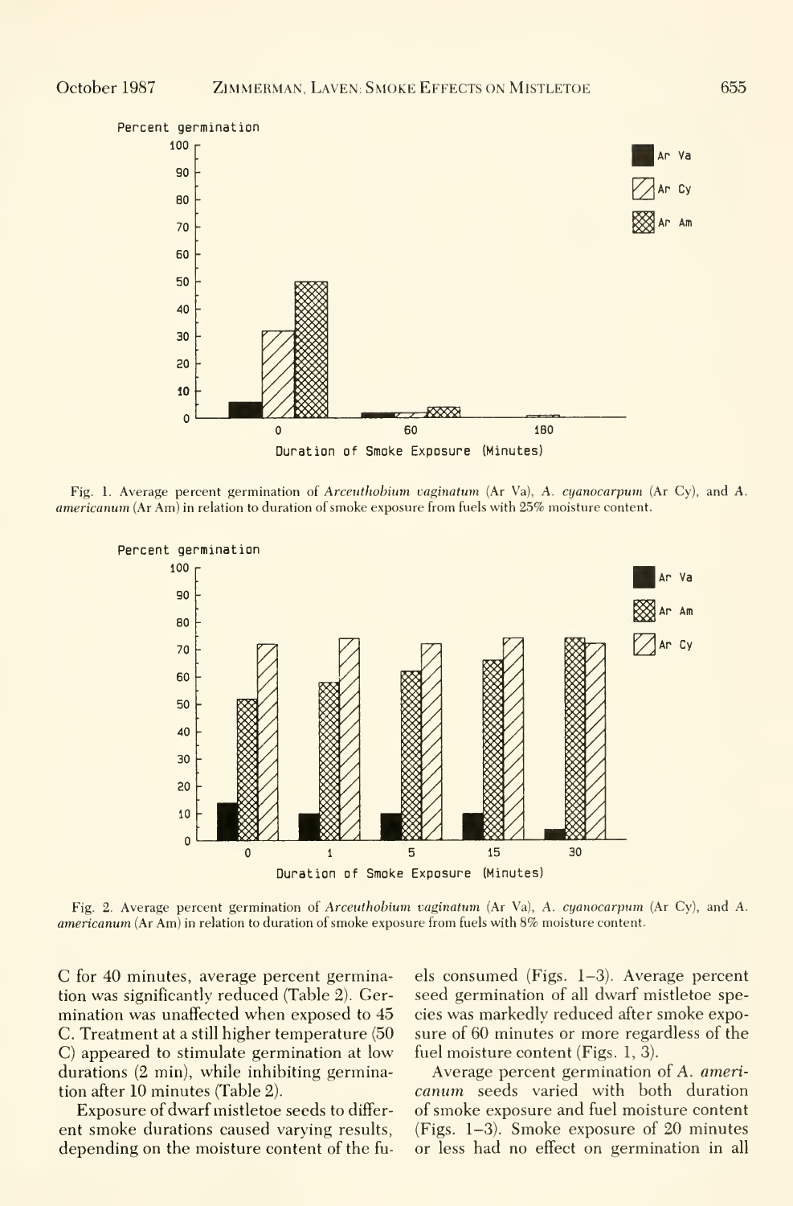Fig. 1. Average percent germination of *Arceuthobium vaginatum* (Ar Va), *A. cyanocarpum* (Ar Cy), and *A. americanum* (Ar Am) in relation to duration of smoke exposure from fuels with 25% moisture content.

Fig. 2. Average percent germination of *Arceuthobium vaginatum* (Ar Va), *A. cyanocarpum* (Ar Cy), and *A. americanum* (Ar Am) in relation to duration of smoke exposure from fuels with 8% moisture content.

C for 40 minutes, average percent germination was significantly reduced (Table 2). Germination was unaffected when exposed to 45 C. Treatment at a still higher temperature (50 C) appeared to stimulate germination at low durations (2 min), while inhibiting germination after 10 minutes (Table 2).

Exposure of dwarf mistletoe seeds to different smoke durations caused varying results, depending on the moisture content of the fuels consumed (Figs. 1–3). Average percent seed germination of all dwarf mistletoe species was markedly reduced after smoke exposure of 60 minutes or more regardless of the fuel moisture content (Figs. 1, 3).

Average percent germination of *A. americanum* seeds varied with both duration of smoke exposure and fuel moisture content (Figs. 1–3). Smoke exposure of 20 minutes or less had no effect on germination in all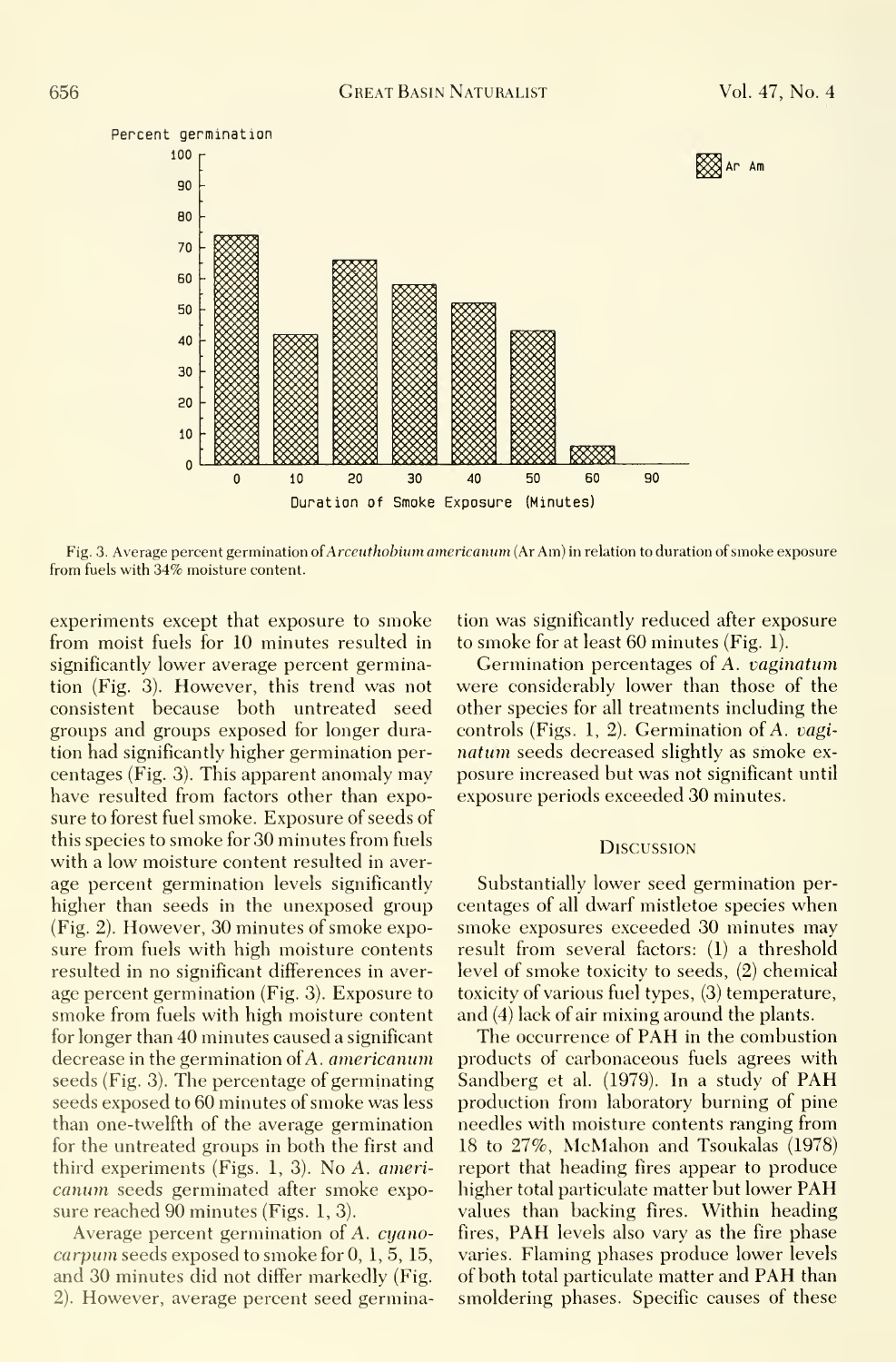Fig. 3. Average percent germination of *Arceuthobium americanum* (Ar Am) in relation to duration of smoke exposure from fuels with 34% moisture content.

experiments except that exposure to smoke from moist fuels for 10 minutes resulted in significantly lower average percent germination (Fig. 3). However, this trend was not consistent because both untreated seed groups and groups exposed for longer duration had significantly higher germination percentages (Fig. 3). This apparent anomaly may have resulted from factors other than exposure to forest fuel smoke. Exposure of seeds of this species to smoke for 30 minutes from fuels with a low moisture content resulted in average percent germination levels significantly higher than seeds in the unexposed group (Fig. 2). However, 30 minutes of smoke exposure from fuels with high moisture contents resulted in no significant differences in average percent germination (Fig. 3). Exposure to smoke from fuels with high moisture content for longer than 40 minutes caused a significant decrease in the germination of *A. americanum* seeds (Fig. 3). The percentage of germinating seeds exposed to 60 minutes of smoke was less than one-twelfth of the average germination for the untreated groups in both the first and third experiments (Figs. 1, 3). No *A. americanum* seeds germinated after smoke exposure reached 90 minutes (Figs. 1, 3).

Average percent germination of *A. cyanocarpum* seeds exposed to smoke for 0, 1, 5, 15, and 30 minutes did not differ markedly (Fig. 2). However, average percent seed germination was significantly reduced after exposure to smoke for at least 60 minutes (Fig. 1).

Germination percentages of *A. vaginatum* were considerably lower than those of the other species for all treatments including the controls (Figs. 1, 2). Germination of *A. vaginatum* seeds decreased slightly as smoke exposure increased but was not significant until exposure periods exceeded 30 minutes.

## Discussion

Substantially lower seed germination percentages of all dwarf mistletoe species when smoke exposures exceeded 30 minutes may result from several factors: (1) a threshold level of smoke toxicity to seeds, (2) chemical toxicity of various fuel types, (3) temperature, and (4) lack of air mixing around the plants.

The occurrence of PAH in the combustion products of carbonaceous fuels agrees with Sandberg et al. (1979). In a study of PAH production from laboratory burning of pine needles with moisture contents ranging from 18 to 27%, McMahon and Tsoukalas (1978) report that heading fires appear to produce higher total particulate matter but lower PAH values than backing fires. Within heading fires, PAH levels also vary as the fire phase varies. Flaming phases produce lower levels of both total particulate matter and PAH than smoldering phases. Specific causes of these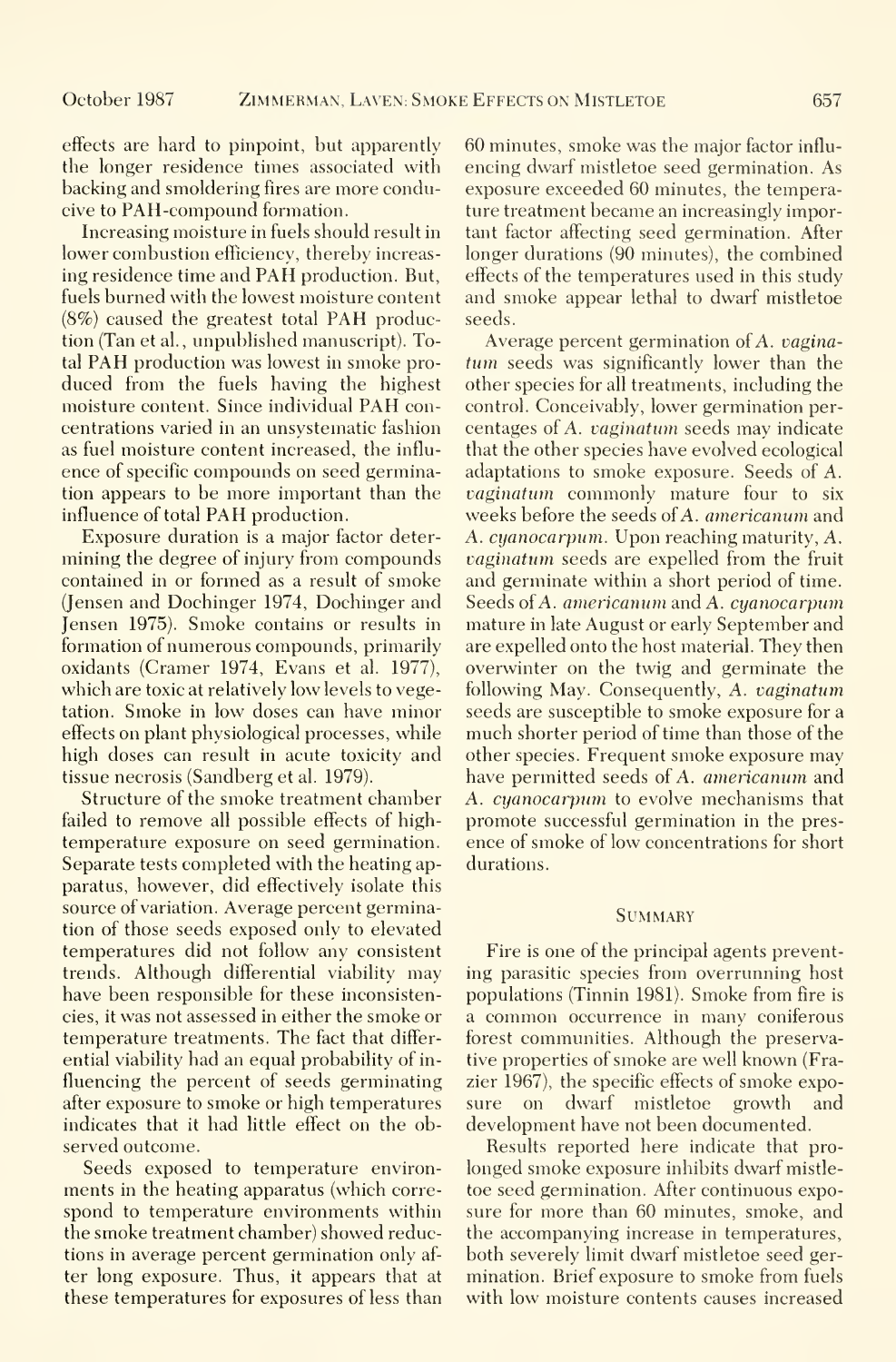effects are hard to pinpoint, but apparently the longer residence times associated with backing and smoldering fires are more conducive to PAH-compound formation.

Increasing moisture in fuels should result in lower combustion efficiency, thereby increasing residence time and PAH production. But, fuels burned with the lowest moisture content (8%) caused the greatest total PAH production (Tan et al., unpublished manuscript). Total PAH production was lowest in smoke produced from the fuels having the highest moisture content. Since individual PAH concentrations varied in an unsystematic fashion as fuel moisture content increased, the influence of specific compounds on seed germination appears to be more important than the influence of total PAH production.

Exposure duration is a major factor determining the degree of injury from compounds contained in or formed as a result of smoke (Jensen and Dochinger 1974, Dochinger and Jensen 1975). Smoke contains or results in formation of numerous compounds, primarily oxidants (Cramer 1974, Evans et al. 1977), which are toxic at relatively low levels to vegetation. Smoke in low doses can have minor effects on plant physiological processes, while high doses can result in acute toxicity and tissue necrosis (Sandberg et al. 1979).

Structure of the smoke treatment chamber failed to remove all possible effects of high-temperature exposure on seed germination. Separate tests completed with the heating apparatus, however, did effectively isolate this source of variation. Average percent germination of those seeds exposed only to elevated temperatures did not follow any consistent trends. Although differential viability may have been responsible for these inconsistencies, it was not assessed in either the smoke or temperature treatments. The fact that differential viability had an equal probability of influencing the percent of seeds germinating after exposure to smoke or high temperatures indicates that it had little effect on the observed outcome.

Seeds exposed to temperature environments in the heating apparatus (which correspond to temperature environments within the smoke treatment chamber) showed reductions in average percent germination only after long exposure. Thus, it appears that at these temperatures for exposures of less than 60 minutes, smoke was the major factor influencing dwarf mistletoe seed germination. As exposure exceeded 60 minutes, the temperature treatment became an increasingly important factor affecting seed germination. After longer durations (90 minutes), the combined effects of the temperatures used in this study and smoke appear lethal to dwarf mistletoe seeds.

Average percent germination of *A. vaginatum* seeds was significantly lower than the other species for all treatments, including the control. Conceivably, lower germination percentages of *A. vaginatum* seeds may indicate that the other species have evolved ecological adaptations to smoke exposure. Seeds of *A. vaginatum* commonly mature four to six weeks before the seeds of *A. americanum* and *A. cyanocarpum*. Upon reaching maturity, *A. vaginatum* seeds are expelled from the fruit and germinate within a short period of time. Seeds of *A. americanum* and *A. cyanocarpum* mature in late August or early September and are expelled onto the host material. They then overwinter on the twig and germinate the following May. Consequently, *A. vaginatum* seeds are susceptible to smoke exposure for a much shorter period of time than those of the other species. Frequent smoke exposure may have permitted seeds of *A. americanum* and *A. cyanocarpum* to evolve mechanisms that promote successful germination in the presence of smoke of low concentrations for short durations.

## Summary

Fire is one of the principal agents preventing parasitic species from overrunning host populations (Tinnin 1981). Smoke from fire is a common occurrence in many coniferous forest communities. Although the preservative properties of smoke are well known (Frazier 1967), the specific effects of smoke exposure on dwarf mistletoe growth and development have not been documented.

Results reported here indicate that prolonged smoke exposure inhibits dwarf mistletoe seed germination. After continuous exposure for more than 60 minutes, smoke, and the accompanying increase in temperatures, both severely limit dwarf mistletoe seed germination. Brief exposure to smoke from fuels with low moisture contents causes increased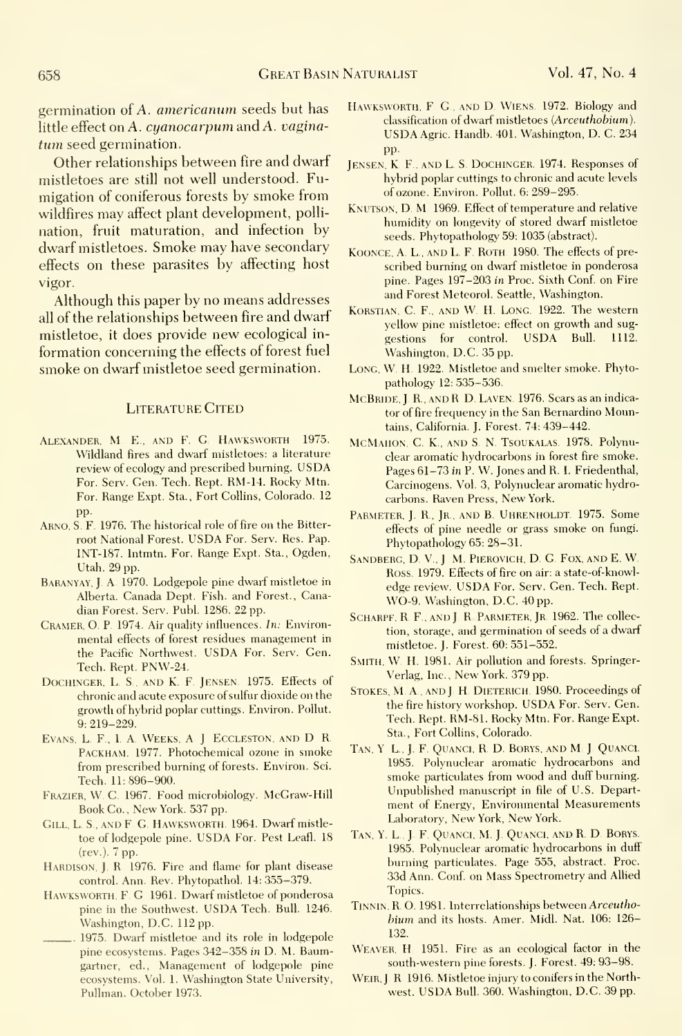germination of *A. americanum* seeds but has little effect on *A. cyanocarpum* and *A. vaginatum* seed germination.

Other relationships between fire and dwarf mistletoes are still not well understood. Fumigation of coniferous forests by smoke from wildfires may affect plant development, pollination, fruit maturation, and infection by dwarf mistletoes. Smoke may have secondary effects on these parasites by affecting host vigor.

Although this paper by no means addresses all of the relationships between fire and dwarf mistletoe, it does provide new ecological information concerning the effects of forest fuel smoke on dwarf mistletoe seed germination.

## Literature Cited

Alexander, M. E., and F. G. Hawksworth. 1975. Wildland fires and dwarf mistletoes: a literature review of ecology and prescribed burning. USDA For. Serv. Gen. Tech. Rept. RM-14. Rocky Mtn. For. Range Expt. Sta., Fort Collins, Colorado. 12 pp.

Arno, S. F. 1976. The historical role of fire on the Bitterroot National Forest. USDA For. Serv. Res. Pap. INT-187. Intmtn. For. Range Expt. Sta., Ogden, Utah. 29 pp.

Baranyay, J. A. 1970. Lodgepole pine dwarf mistletoe in Alberta. Canada Dept. Fish. and Forest., Canadian Forest. Serv. Publ. 1286. 22 pp.

Cramer, O. P. 1974. Air quality influences. *In:* Environmental effects of forest residues management in the Pacific Northwest. USDA For. Serv. Gen. Tech. Rept. PNW-24.

Dochinger, L. S., and K. F. Jensen. 1975. Effects of chronic and acute exposure of sulfur dioxide on the growth of hybrid poplar cuttings. Environ. Pollut. 9: 219–229.

Evans, L. F., I. A. Weeks, A. J. Eccleston, and D. R. Packham. 1977. Photochemical ozone in smoke from prescribed burning of forests. Environ. Sci. Tech. 11: 896–900.

Frazier, W. C. 1967. Food microbiology. McGraw-Hill Book Co., New York. 537 pp.

Gill, L. S., and F. G. Hawksworth. 1964. Dwarf mistletoe of lodgepole pine. USDA For. Pest Leafl. 18 (rev.). 7 pp.

Hardison, J. R. 1976. Fire and flame for plant disease control. Ann. Rev. Phytopathol. 14: 355–379.

Hawksworth, F. G. 1961. Dwarf mistletoe of ponderosa pine in the Southwest. USDA Tech. Bull. 1246. Washington, D.C. 112 pp.

———. 1975. Dwarf mistletoe and its role in lodgepole pine ecosystems. Pages 342–358 *in* D. M. Baumgartner, ed., Management of lodgepole pine ecosystems. Vol. 1. Washington State University, Pullman. October 1973.

Hawksworth, F. G., and D. Wiens. 1972. Biology and classification of dwarf mistletoes (*Arceuthobium*). USDA Agric. Handb. 401. Washington, D. C. 234 pp.

Jensen, K. F., and L. S. Dochinger. 1974. Responses of hybrid poplar cuttings to chronic and acute levels of ozone. Environ. Pollut. 6: 289–295.

Knutson, D. M. 1969. Effect of temperature and relative humidity on longevity of stored dwarf mistletoe seeds. Phytopathology 59: 1035 (abstract).

Koonce, A. L., and L. F. Roth. 1980. The effects of prescribed burning on dwarf mistletoe in ponderosa pine. Pages 197–203 *in* Proc. Sixth Conf. on Fire and Forest Meteorol. Seattle, Washington.

Korstian, C. F., and W. H. Long. 1922. The western yellow pine mistletoe: effect on growth and suggestions for control. USDA Bull. 1112. Washington, D.C. 35 pp.

Long, W. H. 1922. Mistletoe and smelter smoke. Phytopathology 12: 535–536.

McBride, J. R., and R. D. Laven. 1976. Scars as an indicator of fire frequency in the San Bernardino Mountains, California. J. Forest. 74: 439–442.

McMahon, C. K., and S. N. Tsoukalas. 1978. Polynuclear aromatic hydrocarbons in forest fire smoke. Pages 61–73 *in* P. W. Jones and R. I. Friedenthal, Carcinogens. Vol. 3, Polynuclear aromatic hydrocarbons. Raven Press, New York.

Parmeter, J. R., Jr., and B. Uhrenholdt. 1975. Some effects of pine needle or grass smoke on fungi. Phytopathology 65: 28–31.

Sandberg, D. V., J. M. Pierovich, D. G. Fox, and E. W. Ross. 1979. Effects of fire on air: a state-of-knowledge review. USDA For. Serv. Gen. Tech. Rept. WO-9. Washington, D.C. 40 pp.

Scharpf, R. F., and J. R. Parmeter, Jr. 1962. The collection, storage, and germination of seeds of a dwarf mistletoe. J. Forest. 60: 551–552.

Smith, W. H. 1981. Air pollution and forests. Springer-Verlag, Inc., New York. 379 pp.

Stokes, M. A., and J. H. Dieterich. 1980. Proceedings of the fire history workshop. USDA For. Serv. Gen. Tech. Rept. RM-81. Rocky Mtn. For. Range Expt. Sta., Fort Collins, Colorado.

Tan, Y. L., J. F. Quanci, R. D. Borys, and M. J. Quanci. 1985. Polynuclear aromatic hydrocarbons and smoke particulates from wood and duff burning. Unpublished manuscript in file of U.S. Department of Energy, Environmental Measurements Laboratory, New York, New York.

Tan, Y. L., J. F. Quanci, M. J. Quanci, and R. D. Borys. 1985. Polynuclear aromatic hydrocarbons in duff burning particulates. Page 555, abstract. Proc. 33d Ann. Conf. on Mass Spectrometry and Allied Topics.

Tinnin, R. O. 1981. Interrelationships between *Arceuthobium* and its hosts. Amer. Midl. Nat. 106: 126–132.

Weaver, H. 1951. Fire as an ecological factor in the south-western pine forests. J. Forest. 49: 93–98.

Weir, J. R. 1916. Mistletoe injury to conifers in the Northwest. USDA Bull. 360. Washington, D.C. 39 pp.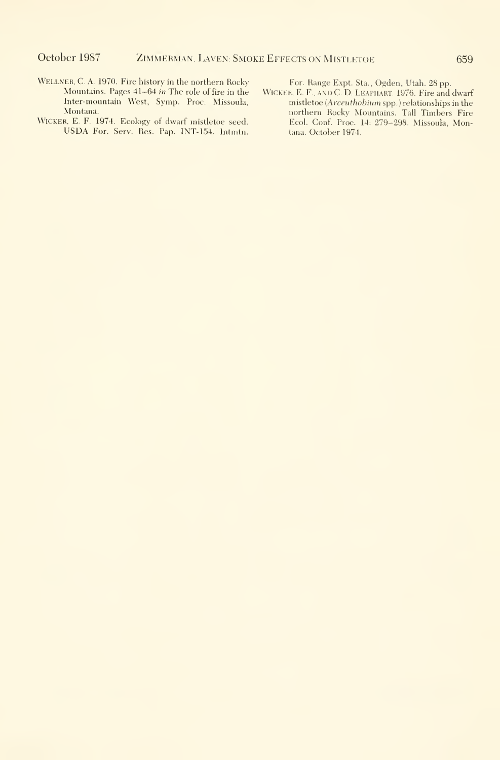Wellner, C. A. 1970. Fire history in the northern Rocky Mountains. Pages 41–64 *in* The role of fire in the Inter-mountain West, Symp. Proc. Missoula, Montana.

Wicker, E. F. 1974. Ecology of dwarf mistletoe seed. USDA For. Serv. Res. Pap. INT-154. Intmtn. For. Range Expt. Sta., Ogden, Utah. 28 pp.

Wicker, E. F., and C. D. Leaphart. 1976. Fire and dwarf mistletoe (*Arceuthobium* spp.) relationships in the northern Rocky Mountains. Tall Timbers Fire Ecol. Conf. Proc. 14: 279–298. Missoula, Montana. October 1974.